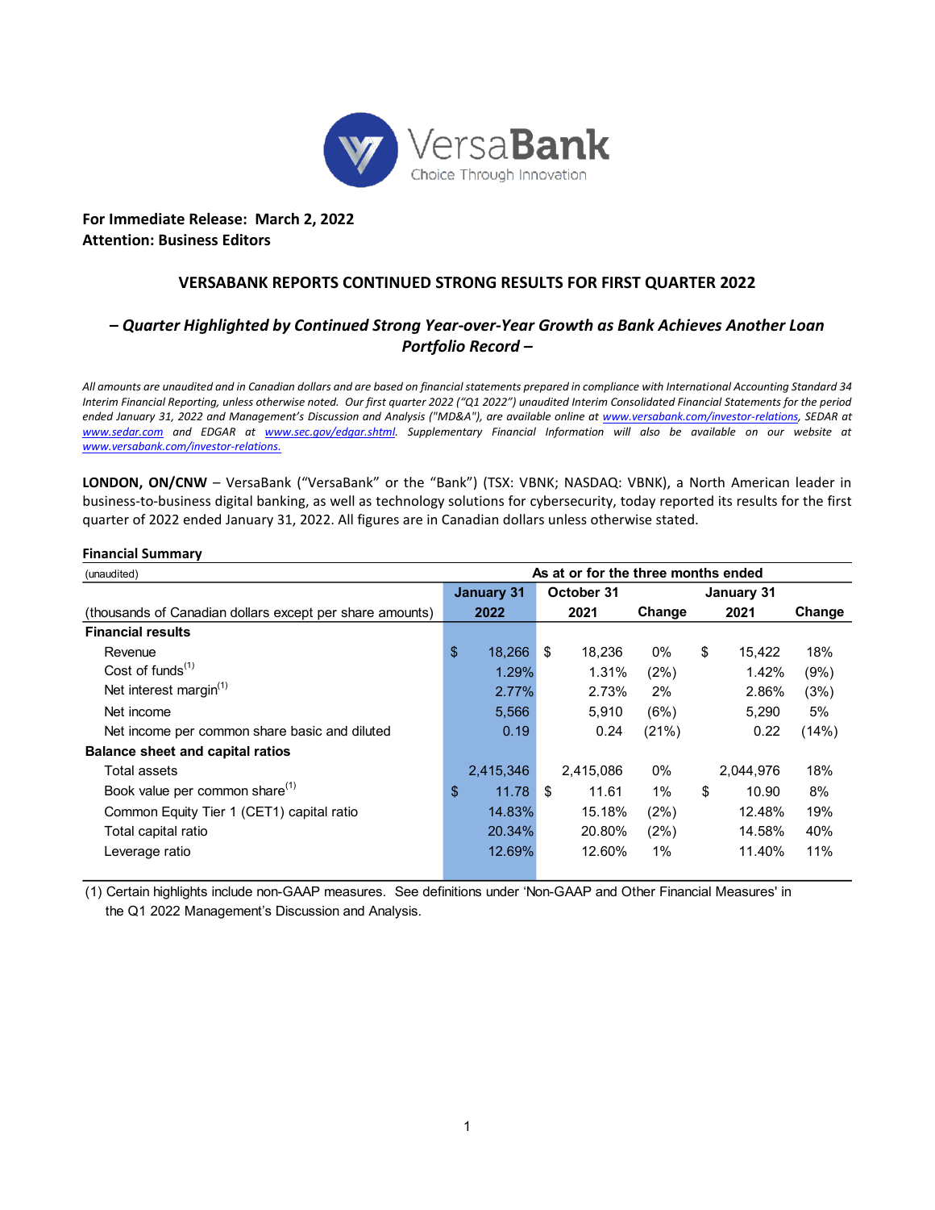**For Immediate Release: March 2, 2022**
**Attention: Business Editors**

## VERSABANK REPORTS CONTINUED STRONG RESULTS FOR FIRST QUARTER 2022

### *– Quarter Highlighted by Continued Strong Year-over-Year Growth as Bank Achieves Another Loan Portfolio Record –*

*All amounts are unaudited and in Canadian dollars and are based on financial statements prepared in compliance with International Accounting Standard 34 Interim Financial Reporting, unless otherwise noted. Our first quarter 2022 ("Q1 2022") unaudited Interim Consolidated Financial Statements for the period ended January 31, 2022 and Management's Discussion and Analysis ("MD&A"), are available online at www.versabank.com/investor-relations, SEDAR at www.sedar.com and EDGAR at www.sec.gov/edgar.shtml. Supplementary Financial Information will also be available on our website at www.versabank.com/investor-relations.*

**LONDON, ON/CNW** – VersaBank ("VersaBank" or the "Bank") (TSX: VBNK; NASDAQ: VBNK), a North American leader in business-to-business digital banking, as well as technology solutions for cybersecurity, today reported its results for the first quarter of 2022 ended January 31, 2022. All figures are in Canadian dollars unless otherwise stated.

**Financial Summary**

| (unaudited) | As at or for the three months ended | | | | |
|---|---|---|---|---|---|
| (thousands of Canadian dollars except per share amounts) | January 31 2022 | October 31 2021 | Change | January 31 2021 | Change |
| **Financial results** | | | | | |
| Revenue | $ 18,266 | $ 18,236 | 0% | $ 15,422 | 18% |
| Cost of funds(1) | 1.29% | 1.31% | (2%) | 1.42% | (9%) |
| Net interest margin(1) | 2.77% | 2.73% | 2% | 2.86% | (3%) |
| Net income | 5,566 | 5,910 | (6%) | 5,290 | 5% |
| Net income per common share basic and diluted | 0.19 | 0.24 | (21%) | 0.22 | (14%) |
| **Balance sheet and capital ratios** | | | | | |
| Total assets | 2,415,346 | 2,415,086 | 0% | 2,044,976 | 18% |
| Book value per common share(1) | $ 11.78 | $ 11.61 | 1% | $ 10.90 | 8% |
| Common Equity Tier 1 (CET1) capital ratio | 14.83% | 15.18% | (2%) | 12.48% | 19% |
| Total capital ratio | 20.34% | 20.80% | (2%) | 14.58% | 40% |
| Leverage ratio | 12.69% | 12.60% | 1% | 11.40% | 11% |

(1) Certain highlights include non-GAAP measures. See definitions under 'Non-GAAP and Other Financial Measures' in the Q1 2022 Management's Discussion and Analysis.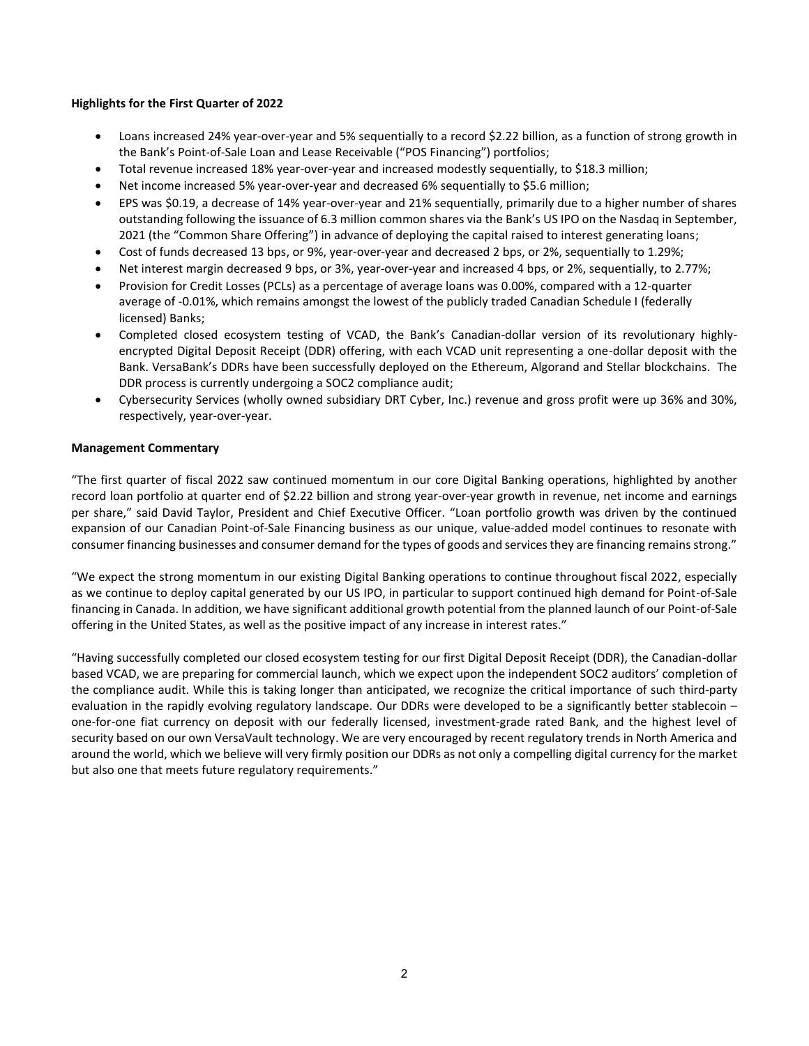**Highlights for the First Quarter of 2022**

- Loans increased 24% year-over-year and 5% sequentially to a record $2.22 billion, as a function of strong growth in the Bank's Point-of-Sale Loan and Lease Receivable ("POS Financing") portfolios;
- Total revenue increased 18% year-over-year and increased modestly sequentially, to $18.3 million;
- Net income increased 5% year-over-year and decreased 6% sequentially to $5.6 million;
- EPS was $0.19, a decrease of 14% year-over-year and 21% sequentially, primarily due to a higher number of shares outstanding following the issuance of 6.3 million common shares via the Bank's US IPO on the Nasdaq in September, 2021 (the "Common Share Offering") in advance of deploying the capital raised to interest generating loans;
- Cost of funds decreased 13 bps, or 9%, year-over-year and decreased 2 bps, or 2%, sequentially to 1.29%;
- Net interest margin decreased 9 bps, or 3%, year-over-year and increased 4 bps, or 2%, sequentially, to 2.77%;
- Provision for Credit Losses (PCLs) as a percentage of average loans was 0.00%, compared with a 12-quarter average of -0.01%, which remains amongst the lowest of the publicly traded Canadian Schedule I (federally licensed) Banks;
- Completed closed ecosystem testing of VCAD, the Bank's Canadian-dollar version of its revolutionary highly-encrypted Digital Deposit Receipt (DDR) offering, with each VCAD unit representing a one-dollar deposit with the Bank. VersaBank's DDRs have been successfully deployed on the Ethereum, Algorand and Stellar blockchains. The DDR process is currently undergoing a SOC2 compliance audit;
- Cybersecurity Services (wholly owned subsidiary DRT Cyber, Inc.) revenue and gross profit were up 36% and 30%, respectively, year-over-year.

**Management Commentary**

"The first quarter of fiscal 2022 saw continued momentum in our core Digital Banking operations, highlighted by another record loan portfolio at quarter end of $2.22 billion and strong year-over-year growth in revenue, net income and earnings per share," said David Taylor, President and Chief Executive Officer. "Loan portfolio growth was driven by the continued expansion of our Canadian Point-of-Sale Financing business as our unique, value-added model continues to resonate with consumer financing businesses and consumer demand for the types of goods and services they are financing remains strong."

"We expect the strong momentum in our existing Digital Banking operations to continue throughout fiscal 2022, especially as we continue to deploy capital generated by our US IPO, in particular to support continued high demand for Point-of-Sale financing in Canada. In addition, we have significant additional growth potential from the planned launch of our Point-of-Sale offering in the United States, as well as the positive impact of any increase in interest rates."

"Having successfully completed our closed ecosystem testing for our first Digital Deposit Receipt (DDR), the Canadian-dollar based VCAD, we are preparing for commercial launch, which we expect upon the independent SOC2 auditors' completion of the compliance audit. While this is taking longer than anticipated, we recognize the critical importance of such third-party evaluation in the rapidly evolving regulatory landscape. Our DDRs were developed to be a significantly better stablecoin – one-for-one fiat currency on deposit with our federally licensed, investment-grade rated Bank, and the highest level of security based on our own VersaVault technology. We are very encouraged by recent regulatory trends in North America and around the world, which we believe will very firmly position our DDRs as not only a compelling digital currency for the market but also one that meets future regulatory requirements."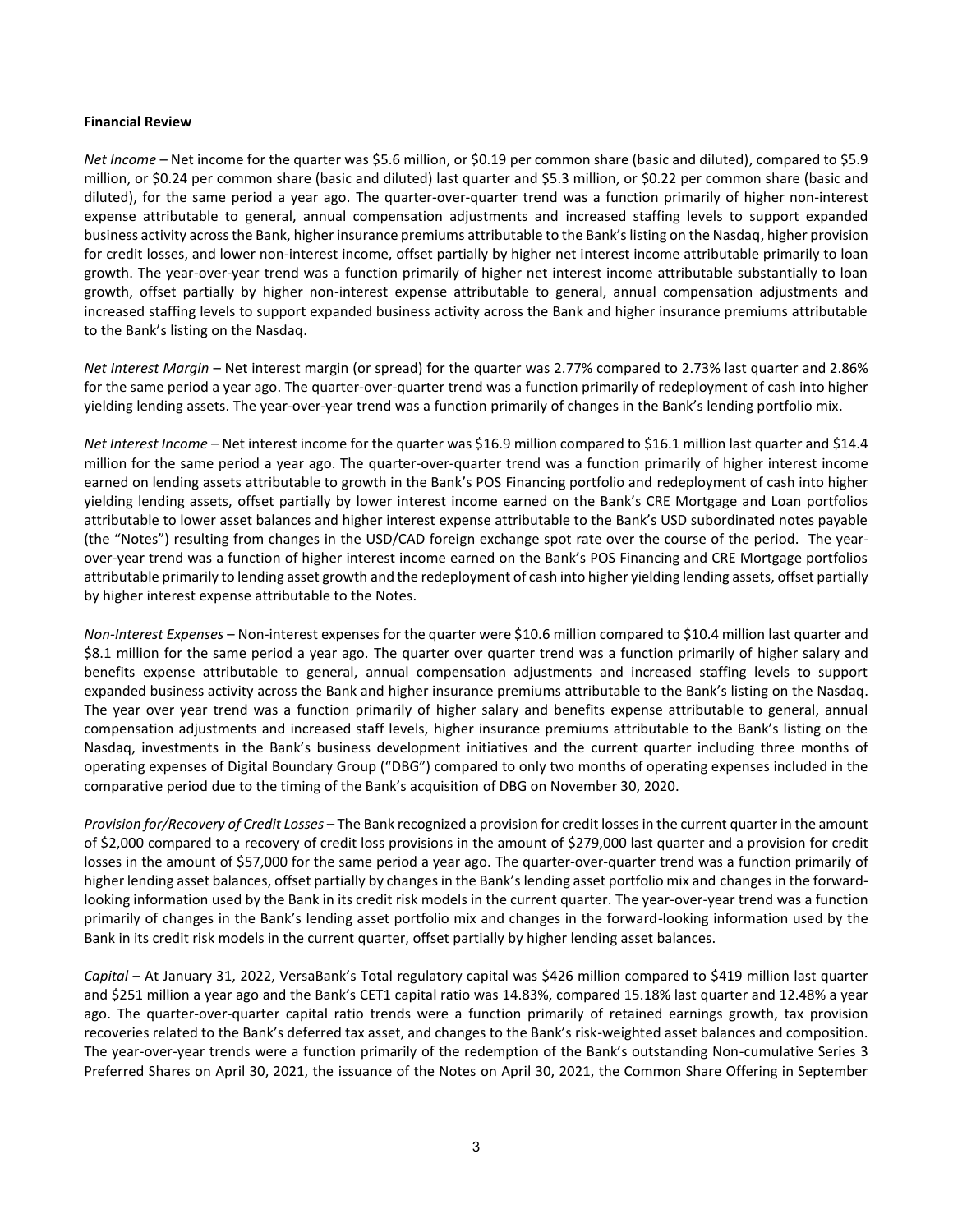**Financial Review**

*Net Income* – Net income for the quarter was $5.6 million, or $0.19 per common share (basic and diluted), compared to $5.9 million, or $0.24 per common share (basic and diluted) last quarter and $5.3 million, or $0.22 per common share (basic and diluted), for the same period a year ago. The quarter-over-quarter trend was a function primarily of higher non-interest expense attributable to general, annual compensation adjustments and increased staffing levels to support expanded business activity across the Bank, higher insurance premiums attributable to the Bank's listing on the Nasdaq, higher provision for credit losses, and lower non-interest income, offset partially by higher net interest income attributable primarily to loan growth. The year-over-year trend was a function primarily of higher net interest income attributable substantially to loan growth, offset partially by higher non-interest expense attributable to general, annual compensation adjustments and increased staffing levels to support expanded business activity across the Bank and higher insurance premiums attributable to the Bank's listing on the Nasdaq.

*Net Interest Margin* – Net interest margin (or spread) for the quarter was 2.77% compared to 2.73% last quarter and 2.86% for the same period a year ago. The quarter-over-quarter trend was a function primarily of redeployment of cash into higher yielding lending assets. The year-over-year trend was a function primarily of changes in the Bank's lending portfolio mix.

*Net Interest Income* – Net interest income for the quarter was $16.9 million compared to $16.1 million last quarter and $14.4 million for the same period a year ago. The quarter-over-quarter trend was a function primarily of higher interest income earned on lending assets attributable to growth in the Bank's POS Financing portfolio and redeployment of cash into higher yielding lending assets, offset partially by lower interest income earned on the Bank's CRE Mortgage and Loan portfolios attributable to lower asset balances and higher interest expense attributable to the Bank's USD subordinated notes payable (the "Notes") resulting from changes in the USD/CAD foreign exchange spot rate over the course of the period. The year-over-year trend was a function of higher interest income earned on the Bank's POS Financing and CRE Mortgage portfolios attributable primarily to lending asset growth and the redeployment of cash into higher yielding lending assets, offset partially by higher interest expense attributable to the Notes.

*Non-Interest Expenses* – Non-interest expenses for the quarter were $10.6 million compared to $10.4 million last quarter and $8.1 million for the same period a year ago. The quarter over quarter trend was a function primarily of higher salary and benefits expense attributable to general, annual compensation adjustments and increased staffing levels to support expanded business activity across the Bank and higher insurance premiums attributable to the Bank's listing on the Nasdaq. The year over year trend was a function primarily of higher salary and benefits expense attributable to general, annual compensation adjustments and increased staff levels, higher insurance premiums attributable to the Bank's listing on the Nasdaq, investments in the Bank's business development initiatives and the current quarter including three months of operating expenses of Digital Boundary Group ("DBG") compared to only two months of operating expenses included in the comparative period due to the timing of the Bank's acquisition of DBG on November 30, 2020.

*Provision for/Recovery of Credit Losses* – The Bank recognized a provision for credit losses in the current quarter in the amount of $2,000 compared to a recovery of credit loss provisions in the amount of $279,000 last quarter and a provision for credit losses in the amount of $57,000 for the same period a year ago. The quarter-over-quarter trend was a function primarily of higher lending asset balances, offset partially by changes in the Bank's lending asset portfolio mix and changes in the forward-looking information used by the Bank in its credit risk models in the current quarter. The year-over-year trend was a function primarily of changes in the Bank's lending asset portfolio mix and changes in the forward-looking information used by the Bank in its credit risk models in the current quarter, offset partially by higher lending asset balances.

*Capital* – At January 31, 2022, VersaBank's Total regulatory capital was $426 million compared to $419 million last quarter and $251 million a year ago and the Bank's CET1 capital ratio was 14.83%, compared 15.18% last quarter and 12.48% a year ago. The quarter-over-quarter capital ratio trends were a function primarily of retained earnings growth, tax provision recoveries related to the Bank's deferred tax asset, and changes to the Bank's risk-weighted asset balances and composition. The year-over-year trends were a function primarily of the redemption of the Bank's outstanding Non-cumulative Series 3 Preferred Shares on April 30, 2021, the issuance of the Notes on April 30, 2021, the Common Share Offering in September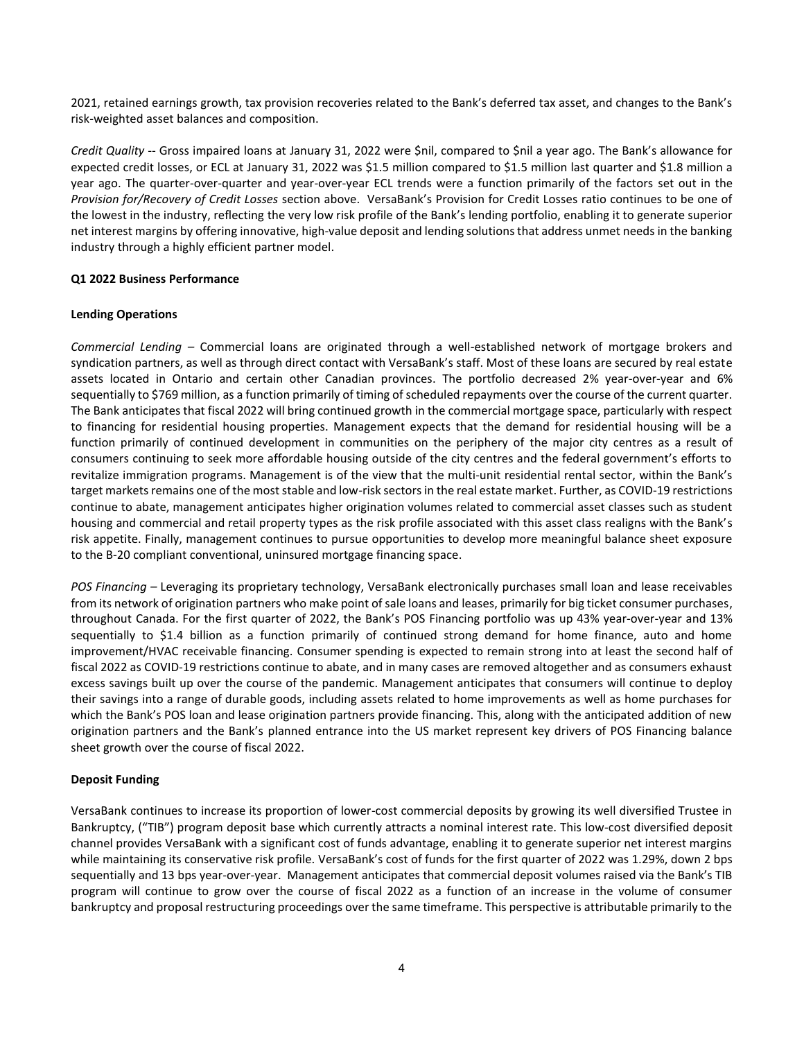2021, retained earnings growth, tax provision recoveries related to the Bank's deferred tax asset, and changes to the Bank's risk-weighted asset balances and composition.

*Credit Quality* -- Gross impaired loans at January 31, 2022 were $nil, compared to $nil a year ago. The Bank's allowance for expected credit losses, or ECL at January 31, 2022 was $1.5 million compared to $1.5 million last quarter and $1.8 million a year ago. The quarter-over-quarter and year-over-year ECL trends were a function primarily of the factors set out in the *Provision for/Recovery of Credit Losses* section above. VersaBank's Provision for Credit Losses ratio continues to be one of the lowest in the industry, reflecting the very low risk profile of the Bank's lending portfolio, enabling it to generate superior net interest margins by offering innovative, high-value deposit and lending solutions that address unmet needs in the banking industry through a highly efficient partner model.

**Q1 2022 Business Performance**

**Lending Operations**

*Commercial Lending* – Commercial loans are originated through a well-established network of mortgage brokers and syndication partners, as well as through direct contact with VersaBank's staff. Most of these loans are secured by real estate assets located in Ontario and certain other Canadian provinces. The portfolio decreased 2% year-over-year and 6% sequentially to $769 million, as a function primarily of timing of scheduled repayments over the course of the current quarter. The Bank anticipates that fiscal 2022 will bring continued growth in the commercial mortgage space, particularly with respect to financing for residential housing properties. Management expects that the demand for residential housing will be a function primarily of continued development in communities on the periphery of the major city centres as a result of consumers continuing to seek more affordable housing outside of the city centres and the federal government's efforts to revitalize immigration programs. Management is of the view that the multi-unit residential rental sector, within the Bank's target markets remains one of the most stable and low-risk sectors in the real estate market. Further, as COVID-19 restrictions continue to abate, management anticipates higher origination volumes related to commercial asset classes such as student housing and commercial and retail property types as the risk profile associated with this asset class realigns with the Bank's risk appetite. Finally, management continues to pursue opportunities to develop more meaningful balance sheet exposure to the B-20 compliant conventional, uninsured mortgage financing space.

*POS Financing* – Leveraging its proprietary technology, VersaBank electronically purchases small loan and lease receivables from its network of origination partners who make point of sale loans and leases, primarily for big ticket consumer purchases, throughout Canada. For the first quarter of 2022, the Bank's POS Financing portfolio was up 43% year-over-year and 13% sequentially to $1.4 billion as a function primarily of continued strong demand for home finance, auto and home improvement/HVAC receivable financing. Consumer spending is expected to remain strong into at least the second half of fiscal 2022 as COVID-19 restrictions continue to abate, and in many cases are removed altogether and as consumers exhaust excess savings built up over the course of the pandemic. Management anticipates that consumers will continue to deploy their savings into a range of durable goods, including assets related to home improvements as well as home purchases for which the Bank's POS loan and lease origination partners provide financing. This, along with the anticipated addition of new origination partners and the Bank's planned entrance into the US market represent key drivers of POS Financing balance sheet growth over the course of fiscal 2022.

**Deposit Funding**

VersaBank continues to increase its proportion of lower-cost commercial deposits by growing its well diversified Trustee in Bankruptcy, ("TIB") program deposit base which currently attracts a nominal interest rate. This low-cost diversified deposit channel provides VersaBank with a significant cost of funds advantage, enabling it to generate superior net interest margins while maintaining its conservative risk profile. VersaBank's cost of funds for the first quarter of 2022 was 1.29%, down 2 bps sequentially and 13 bps year-over-year. Management anticipates that commercial deposit volumes raised via the Bank's TIB program will continue to grow over the course of fiscal 2022 as a function of an increase in the volume of consumer bankruptcy and proposal restructuring proceedings over the same timeframe. This perspective is attributable primarily to the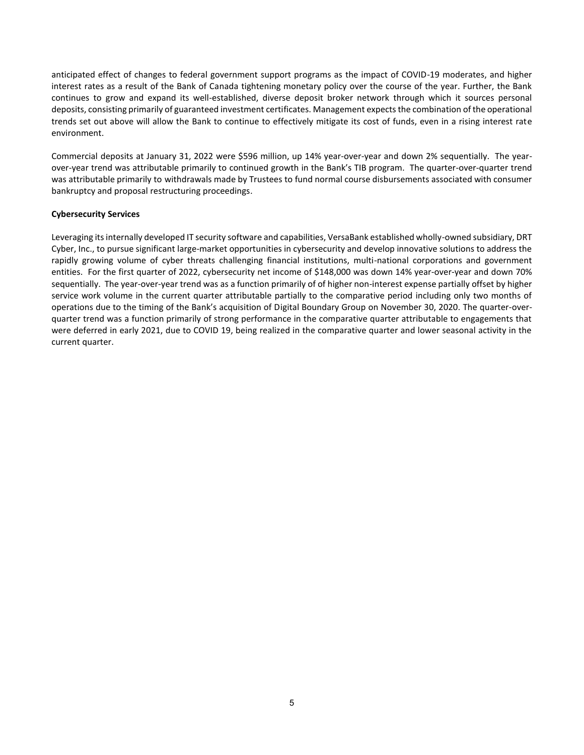anticipated effect of changes to federal government support programs as the impact of COVID-19 moderates, and higher interest rates as a result of the Bank of Canada tightening monetary policy over the course of the year. Further, the Bank continues to grow and expand its well-established, diverse deposit broker network through which it sources personal deposits, consisting primarily of guaranteed investment certificates. Management expects the combination of the operational trends set out above will allow the Bank to continue to effectively mitigate its cost of funds, even in a rising interest rate environment.

Commercial deposits at January 31, 2022 were $596 million, up 14% year-over-year and down 2% sequentially. The year-over-year trend was attributable primarily to continued growth in the Bank's TIB program. The quarter-over-quarter trend was attributable primarily to withdrawals made by Trustees to fund normal course disbursements associated with consumer bankruptcy and proposal restructuring proceedings.

**Cybersecurity Services**

Leveraging its internally developed IT security software and capabilities, VersaBank established wholly-owned subsidiary, DRT Cyber, Inc., to pursue significant large-market opportunities in cybersecurity and develop innovative solutions to address the rapidly growing volume of cyber threats challenging financial institutions, multi-national corporations and government entities. For the first quarter of 2022, cybersecurity net income of $148,000 was down 14% year-over-year and down 70% sequentially. The year-over-year trend was as a function primarily of of higher non-interest expense partially offset by higher service work volume in the current quarter attributable partially to the comparative period including only two months of operations due to the timing of the Bank's acquisition of Digital Boundary Group on November 30, 2020. The quarter-over-quarter trend was a function primarily of strong performance in the comparative quarter attributable to engagements that were deferred in early 2021, due to COVID 19, being realized in the comparative quarter and lower seasonal activity in the current quarter.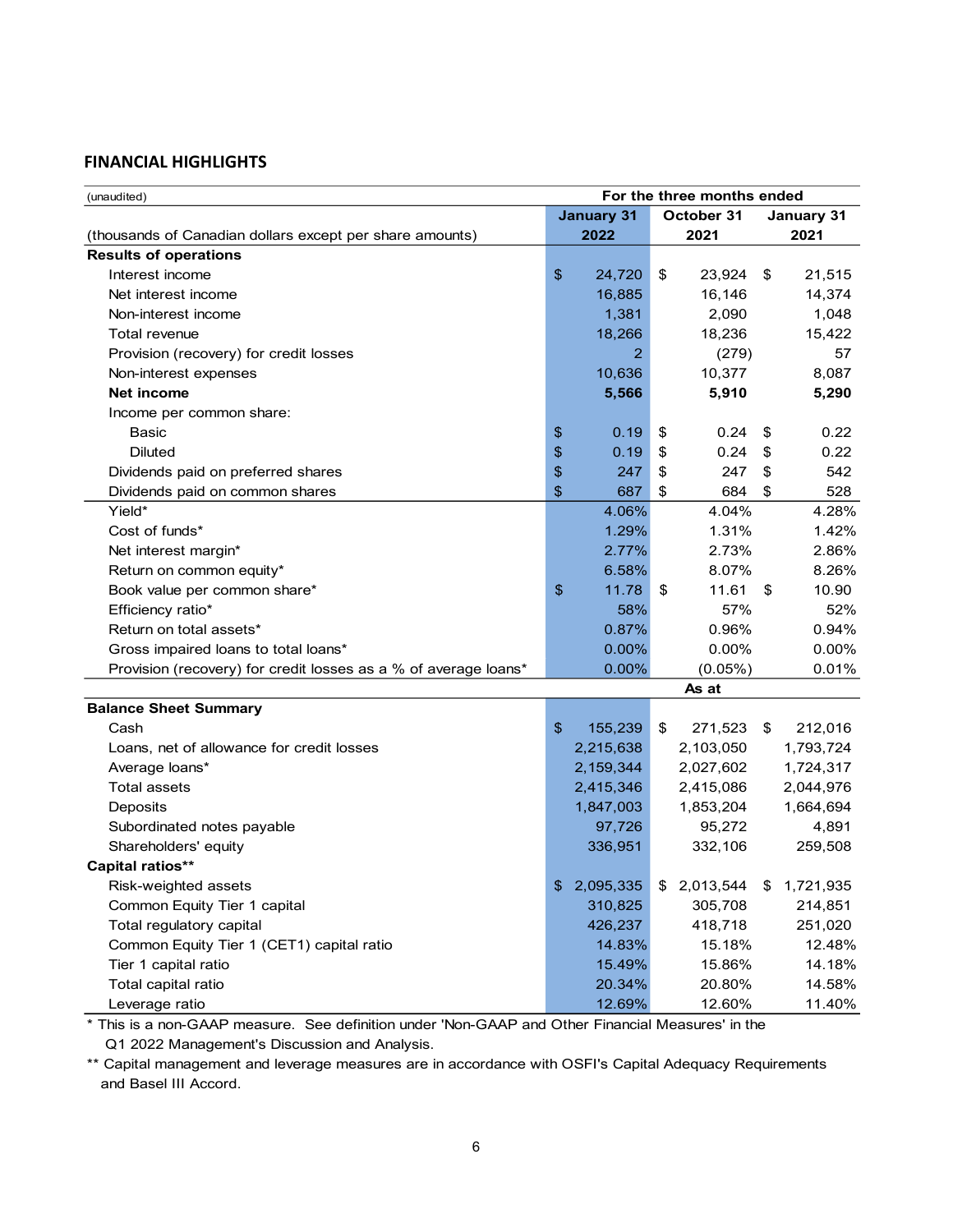## FINANCIAL HIGHLIGHTS

| (unaudited) | For the three months ended | | |
|---|---|---|---|
| (thousands of Canadian dollars except per share amounts) | January 31 2022 | October 31 2021 | January 31 2021 |
| **Results of operations** | | | |
| Interest income | $ 24,720 | $ 23,924 | $ 21,515 |
| Net interest income | 16,885 | 16,146 | 14,374 |
| Non-interest income | 1,381 | 2,090 | 1,048 |
| Total revenue | 18,266 | 18,236 | 15,422 |
| Provision (recovery) for credit losses | 2 | (279) | 57 |
| Non-interest expenses | 10,636 | 10,377 | 8,087 |
| **Net income** | **5,566** | **5,910** | **5,290** |
| Income per common share: | | | |
| Basic | $ 0.19 | $ 0.24 | $ 0.22 |
| Diluted | $ 0.19 | $ 0.24 | $ 0.22 |
| Dividends paid on preferred shares | $ 247 | $ 247 | $ 542 |
| Dividends paid on common shares | $ 687 | $ 684 | $ 528 |
| Yield* | 4.06% | 4.04% | 4.28% |
| Cost of funds* | 1.29% | 1.31% | 1.42% |
| Net interest margin* | 2.77% | 2.73% | 2.86% |
| Return on common equity* | 6.58% | 8.07% | 8.26% |
| Book value per common share* | $ 11.78 | $ 11.61 | $ 10.90 |
| Efficiency ratio* | 58% | 57% | 52% |
| Return on total assets* | 0.87% | 0.96% | 0.94% |
| Gross impaired loans to total loans* | 0.00% | 0.00% | 0.00% |
| Provision (recovery) for credit losses as a % of average loans* | 0.00% | (0.05%) | 0.01% |
| | | As at | |
| **Balance Sheet Summary** | | | |
| Cash | $ 155,239 | $ 271,523 | $ 212,016 |
| Loans, net of allowance for credit losses | 2,215,638 | 2,103,050 | 1,793,724 |
| Average loans* | 2,159,344 | 2,027,602 | 1,724,317 |
| Total assets | 2,415,346 | 2,415,086 | 2,044,976 |
| Deposits | 1,847,003 | 1,853,204 | 1,664,694 |
| Subordinated notes payable | 97,726 | 95,272 | 4,891 |
| Shareholders' equity | 336,951 | 332,106 | 259,508 |
| **Capital ratios**** | | | |
| Risk-weighted assets | $ 2,095,335 | $ 2,013,544 | $ 1,721,935 |
| Common Equity Tier 1 capital | 310,825 | 305,708 | 214,851 |
| Total regulatory capital | 426,237 | 418,718 | 251,020 |
| Common Equity Tier 1 (CET1) capital ratio | 14.83% | 15.18% | 12.48% |
| Tier 1 capital ratio | 15.49% | 15.86% | 14.18% |
| Total capital ratio | 20.34% | 20.80% | 14.58% |
| Leverage ratio | 12.69% | 12.60% | 11.40% |

\* This is a non-GAAP measure. See definition under 'Non-GAAP and Other Financial Measures' in the Q1 2022 Management's Discussion and Analysis.

** Capital management and leverage measures are in accordance with OSFI's Capital Adequacy Requirements and Basel III Accord.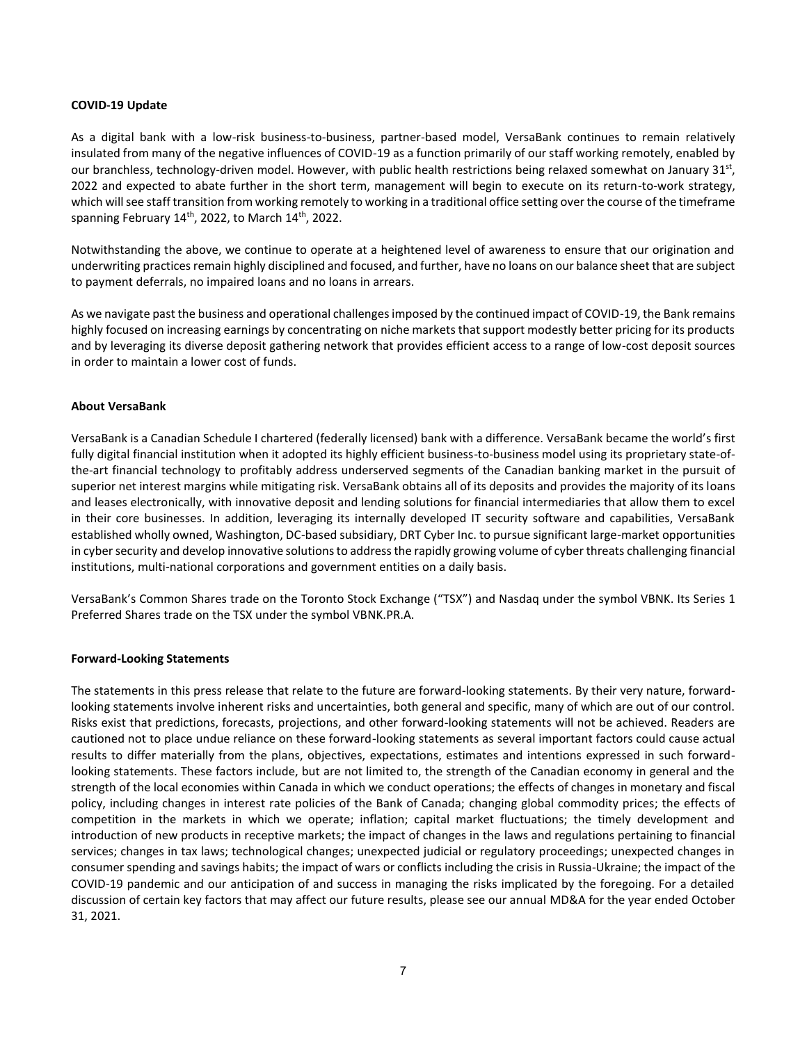**COVID-19 Update**

As a digital bank with a low-risk business-to-business, partner-based model, VersaBank continues to remain relatively insulated from many of the negative influences of COVID-19 as a function primarily of our staff working remotely, enabled by our branchless, technology-driven model. However, with public health restrictions being relaxed somewhat on January 31st, 2022 and expected to abate further in the short term, management will begin to execute on its return-to-work strategy, which will see staff transition from working remotely to working in a traditional office setting over the course of the timeframe spanning February 14th, 2022, to March 14th, 2022.

Notwithstanding the above, we continue to operate at a heightened level of awareness to ensure that our origination and underwriting practices remain highly disciplined and focused, and further, have no loans on our balance sheet that are subject to payment deferrals, no impaired loans and no loans in arrears.

As we navigate past the business and operational challenges imposed by the continued impact of COVID-19, the Bank remains highly focused on increasing earnings by concentrating on niche markets that support modestly better pricing for its products and by leveraging its diverse deposit gathering network that provides efficient access to a range of low-cost deposit sources in order to maintain a lower cost of funds.

**About VersaBank**

VersaBank is a Canadian Schedule I chartered (federally licensed) bank with a difference. VersaBank became the world's first fully digital financial institution when it adopted its highly efficient business-to-business model using its proprietary state-of-the-art financial technology to profitably address underserved segments of the Canadian banking market in the pursuit of superior net interest margins while mitigating risk. VersaBank obtains all of its deposits and provides the majority of its loans and leases electronically, with innovative deposit and lending solutions for financial intermediaries that allow them to excel in their core businesses. In addition, leveraging its internally developed IT security software and capabilities, VersaBank established wholly owned, Washington, DC-based subsidiary, DRT Cyber Inc. to pursue significant large-market opportunities in cyber security and develop innovative solutions to address the rapidly growing volume of cyber threats challenging financial institutions, multi-national corporations and government entities on a daily basis.

VersaBank's Common Shares trade on the Toronto Stock Exchange ("TSX") and Nasdaq under the symbol VBNK. Its Series 1 Preferred Shares trade on the TSX under the symbol VBNK.PR.A.

**Forward-Looking Statements**

The statements in this press release that relate to the future are forward-looking statements. By their very nature, forward-looking statements involve inherent risks and uncertainties, both general and specific, many of which are out of our control. Risks exist that predictions, forecasts, projections, and other forward-looking statements will not be achieved. Readers are cautioned not to place undue reliance on these forward-looking statements as several important factors could cause actual results to differ materially from the plans, objectives, expectations, estimates and intentions expressed in such forward-looking statements. These factors include, but are not limited to, the strength of the Canadian economy in general and the strength of the local economies within Canada in which we conduct operations; the effects of changes in monetary and fiscal policy, including changes in interest rate policies of the Bank of Canada; changing global commodity prices; the effects of competition in the markets in which we operate; inflation; capital market fluctuations; the timely development and introduction of new products in receptive markets; the impact of changes in the laws and regulations pertaining to financial services; changes in tax laws; technological changes; unexpected judicial or regulatory proceedings; unexpected changes in consumer spending and savings habits; the impact of wars or conflicts including the crisis in Russia-Ukraine; the impact of the COVID-19 pandemic and our anticipation of and success in managing the risks implicated by the foregoing. For a detailed discussion of certain key factors that may affect our future results, please see our annual MD&A for the year ended October 31, 2021.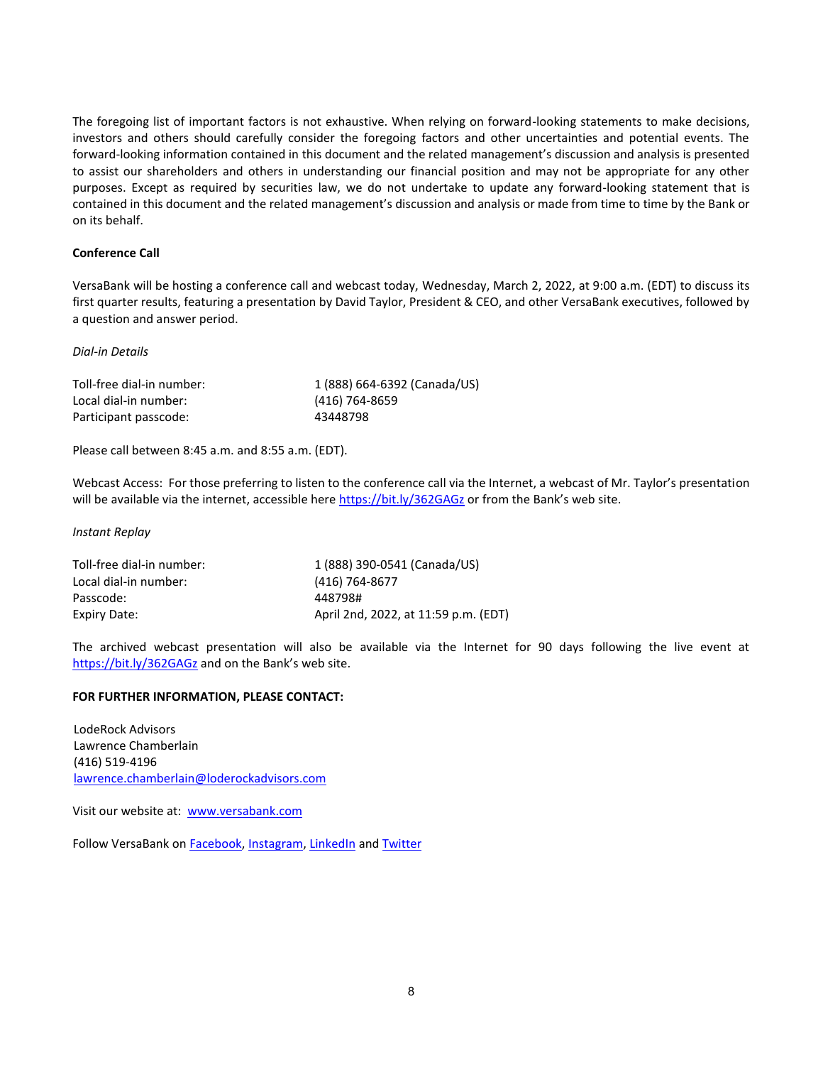The foregoing list of important factors is not exhaustive. When relying on forward-looking statements to make decisions, investors and others should carefully consider the foregoing factors and other uncertainties and potential events. The forward-looking information contained in this document and the related management's discussion and analysis is presented to assist our shareholders and others in understanding our financial position and may not be appropriate for any other purposes. Except as required by securities law, we do not undertake to update any forward-looking statement that is contained in this document and the related management's discussion and analysis or made from time to time by the Bank or on its behalf.

**Conference Call**

VersaBank will be hosting a conference call and webcast today, Wednesday, March 2, 2022, at 9:00 a.m. (EDT) to discuss its first quarter results, featuring a presentation by David Taylor, President & CEO, and other VersaBank executives, followed by a question and answer period.

*Dial-in Details*

| | |
|---|---|
| Toll-free dial-in number: | 1 (888) 664-6392 (Canada/US) |
| Local dial-in number: | (416) 764-8659 |
| Participant passcode: | 43448798 |

Please call between 8:45 a.m. and 8:55 a.m. (EDT).

Webcast Access: For those preferring to listen to the conference call via the Internet, a webcast of Mr. Taylor's presentation will be available via the internet, accessible here https://bit.ly/362GAGz or from the Bank's web site.

*Instant Replay*

| | |
|---|---|
| Toll-free dial-in number: | 1 (888) 390-0541 (Canada/US) |
| Local dial-in number: | (416) 764-8677 |
| Passcode: | 448798# |
| Expiry Date: | April 2nd, 2022, at 11:59 p.m. (EDT) |

The archived webcast presentation will also be available via the Internet for 90 days following the live event at https://bit.ly/362GAGz and on the Bank's web site.

**FOR FURTHER INFORMATION, PLEASE CONTACT:**

LodeRock Advisors
Lawrence Chamberlain
(416) 519-4196
lawrence.chamberlain@loderockadvisors.com

Visit our website at: www.versabank.com

Follow VersaBank on Facebook, Instagram, LinkedIn and Twitter